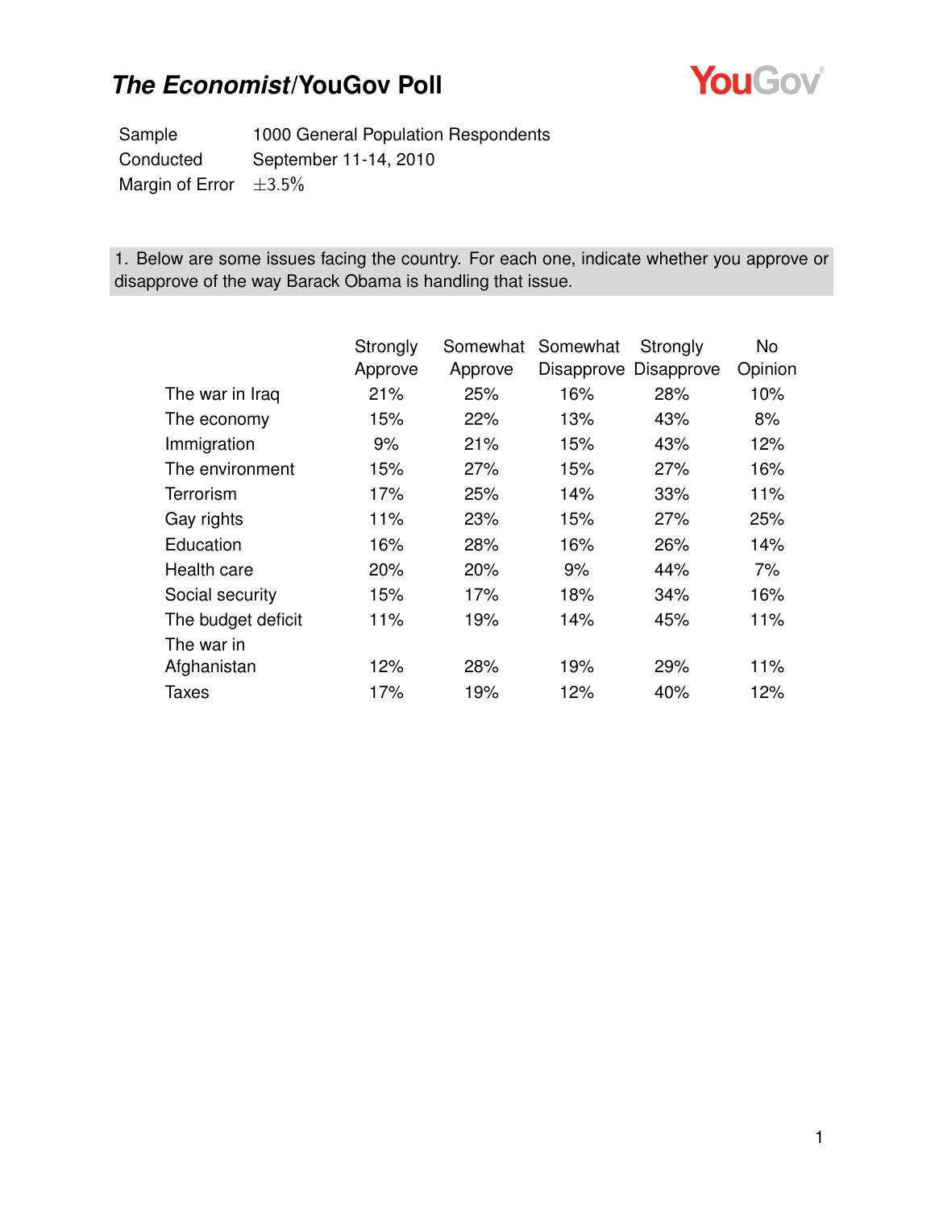# *The Economist*/YouGov Poll

| | |
|---|---|
| Sample | 1000 General Population Respondents |
| Conducted | September 11-14, 2010 |
| Margin of Error | $\pm 3.5\%$ |

**1. Below are some issues facing the country. For each one, indicate whether you approve or disapprove of the way Barack Obama is handling that issue.**

| | Strongly Approve | Somewhat Approve | Somewhat Disapprove | Strongly Disapprove | No Opinion |
|---|---|---|---|---|---|
| The war in Iraq | 21% | 25% | 16% | 28% | 10% |
| The economy | 15% | 22% | 13% | 43% | 8% |
| Immigration | 9% | 21% | 15% | 43% | 12% |
| The environment | 15% | 27% | 15% | 27% | 16% |
| Terrorism | 17% | 25% | 14% | 33% | 11% |
| Gay rights | 11% | 23% | 15% | 27% | 25% |
| Education | 16% | 28% | 16% | 26% | 14% |
| Health care | 20% | 20% | 9% | 44% | 7% |
| Social security | 15% | 17% | 18% | 34% | 16% |
| The budget deficit | 11% | 19% | 14% | 45% | 11% |
| The war in Afghanistan | 12% | 28% | 19% | 29% | 11% |
| Taxes | 17% | 19% | 12% | 40% | 12% |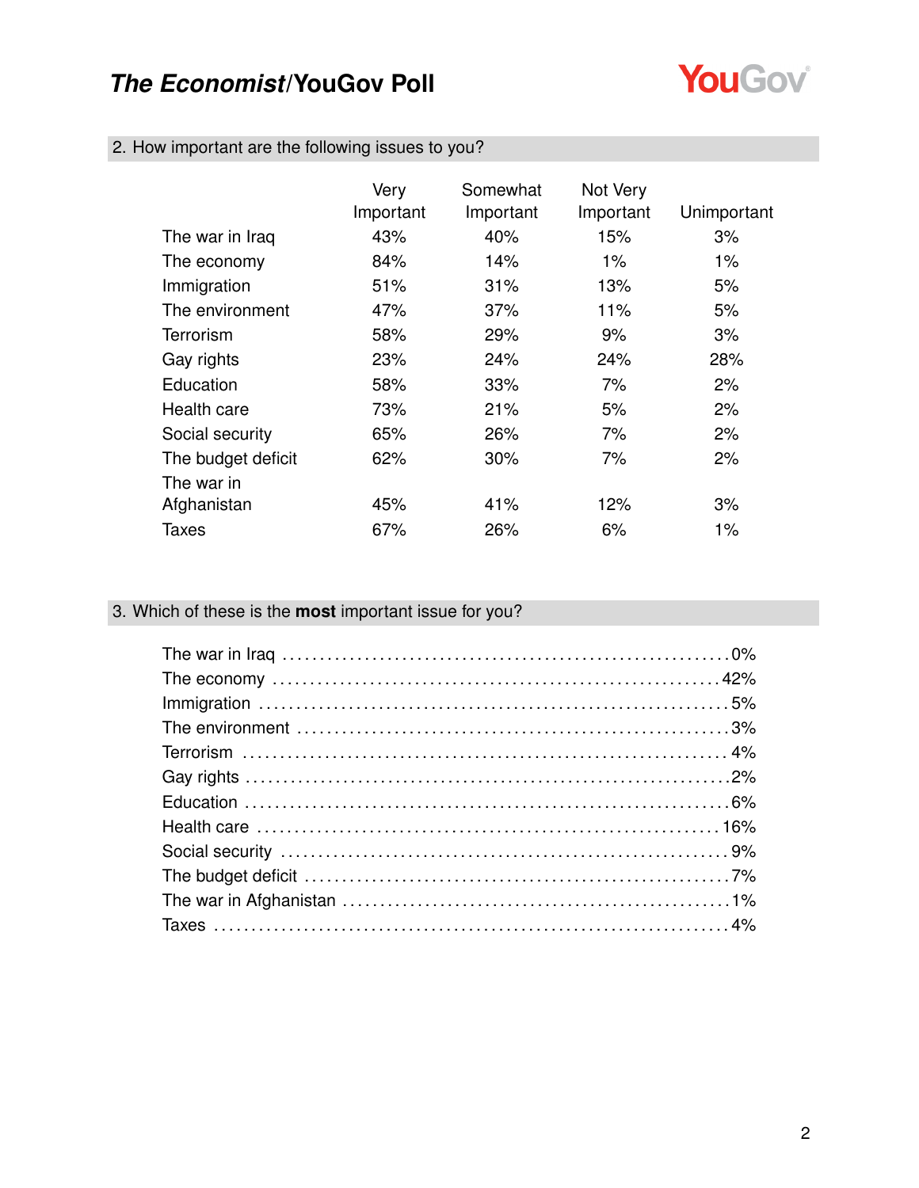## 2. How important are the following issues to you?

| | Very Important | Somewhat Important | Not Very Important | Unimportant |
|---|---|---|---|---|
| The war in Iraq | 43% | 40% | 15% | 3% |
| The economy | 84% | 14% | 1% | 1% |
| Immigration | 51% | 31% | 13% | 5% |
| The environment | 47% | 37% | 11% | 5% |
| Terrorism | 58% | 29% | 9% | 3% |
| Gay rights | 23% | 24% | 24% | 28% |
| Education | 58% | 33% | 7% | 2% |
| Health care | 73% | 21% | 5% | 2% |
| Social security | 65% | 26% | 7% | 2% |
| The budget deficit | 62% | 30% | 7% | 2% |
| The war in Afghanistan | 45% | 41% | 12% | 3% |
| Taxes | 67% | 26% | 6% | 1% |

## 3. Which of these is the **most** important issue for you?

| Issue | % |
|---|---|
| The war in Iraq | 0% |
| The economy | 42% |
| Immigration | 5% |
| The environment | 3% |
| Terrorism | 4% |
| Gay rights | 2% |
| Education | 6% |
| Health care | 16% |
| Social security | 9% |
| The budget deficit | 7% |
| The war in Afghanistan | 1% |
| Taxes | 4% |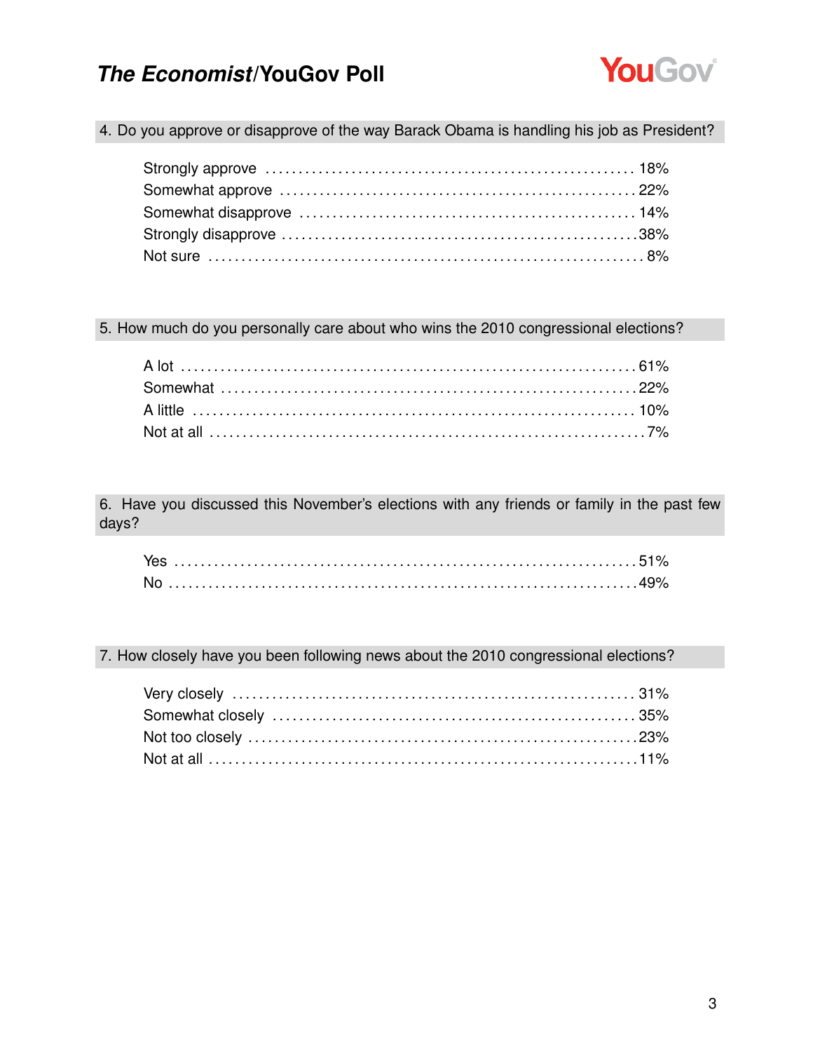## 4. Do you approve or disapprove of the way Barack Obama is handling his job as President?

| Response | % |
| --- | --- |
| Strongly approve | 18% |
| Somewhat approve | 22% |
| Somewhat disapprove | 14% |
| Strongly disapprove | 38% |
| Not sure | 8% |

## 5. How much do you personally care about who wins the 2010 congressional elections?

| Response | % |
| --- | --- |
| A lot | 61% |
| Somewhat | 22% |
| A little | 10% |
| Not at all | 7% |

## 6. Have you discussed this November's elections with any friends or family in the past few days?

| Response | % |
| --- | --- |
| Yes | 51% |
| No | 49% |

## 7. How closely have you been following news about the 2010 congressional elections?

| Response | % |
| --- | --- |
| Very closely | 31% |
| Somewhat closely | 35% |
| Not too closely | 23% |
| Not at all | 11% |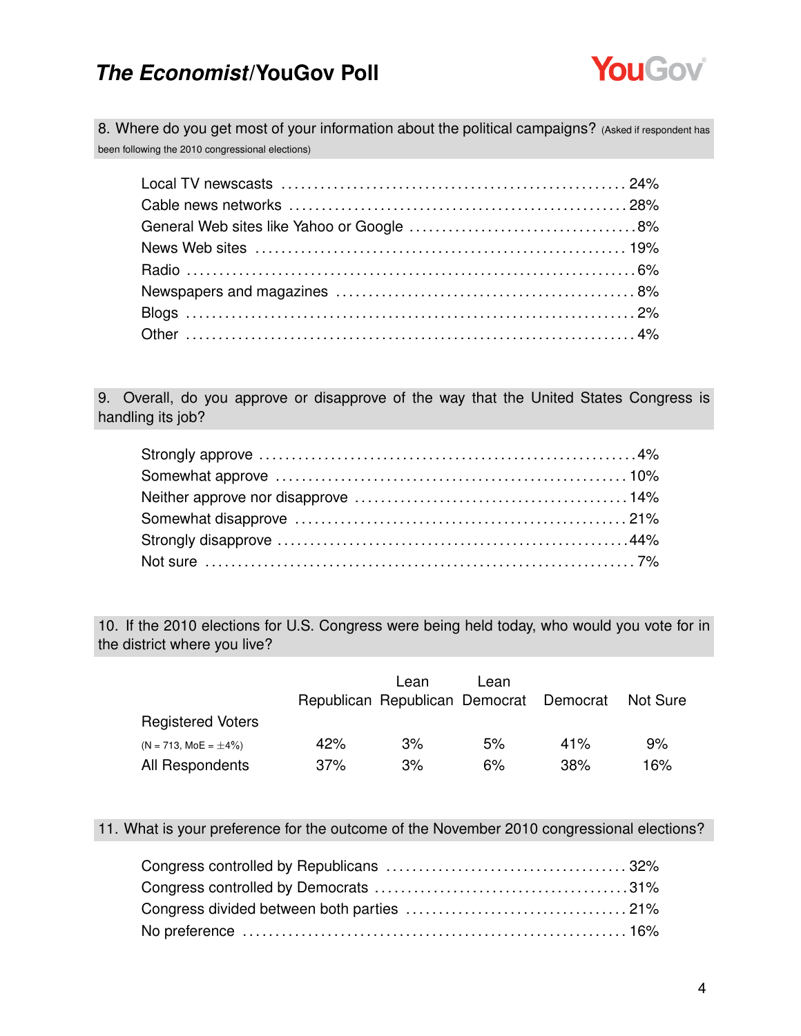## 8. Where do you get most of your information about the political campaigns? (Asked if respondent has been following the 2010 congressional elections)

| | |
|---|---|
| Local TV newscasts | 24% |
| Cable news networks | 28% |
| General Web sites like Yahoo or Google | 8% |
| News Web sites | 19% |
| Radio | 6% |
| Newspapers and magazines | 8% |
| Blogs | 2% |
| Other | 4% |

## 9. Overall, do you approve or disapprove of the way that the United States Congress is handling its job?

| | |
|---|---|
| Strongly approve | 4% |
| Somewhat approve | 10% |
| Neither approve nor disapprove | 14% |
| Somewhat disapprove | 21% |
| Strongly disapprove | 44% |
| Not sure | 7% |

## 10. If the 2010 elections for U.S. Congress were being held today, who would you vote for in the district where you live?

| | Republican | Lean Republican | Lean Democrat | Democrat | Not Sure |
|---|---|---|---|---|---|
| Registered Voters (N = 713, MoE = ±4%) | 42% | 3% | 5% | 41% | 9% |
| All Respondents | 37% | 3% | 6% | 38% | 16% |

## 11. What is your preference for the outcome of the November 2010 congressional elections?

| | |
|---|---|
| Congress controlled by Republicans | 32% |
| Congress controlled by Democrats | 31% |
| Congress divided between both parties | 21% |
| No preference | 16% |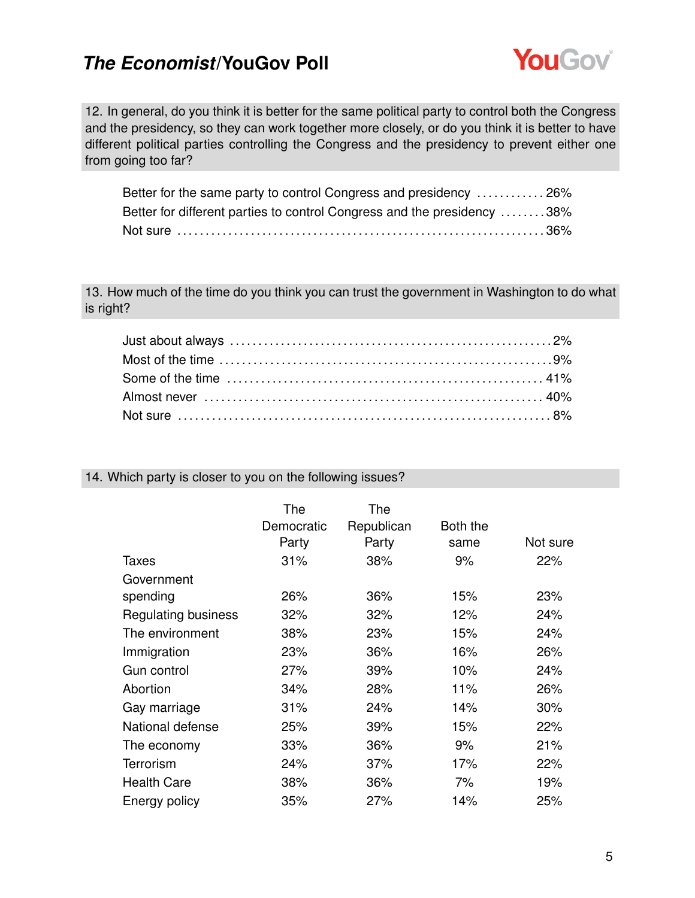## 12. In general, do you think it is better for the same political party to control both the Congress and the presidency, so they can work together more closely, or do you think it is better to have different political parties controlling the Congress and the presidency to prevent either one from going too far?

| Response | % |
|---|---|
| Better for the same party to control Congress and presidency | 26% |
| Better for different parties to control Congress and the presidency | 38% |
| Not sure | 36% |

## 13. How much of the time do you think you can trust the government in Washington to do what is right?

| Response | % |
|---|---|
| Just about always | 2% |
| Most of the time | 9% |
| Some of the time | 41% |
| Almost never | 40% |
| Not sure | 8% |

## 14. Which party is closer to you on the following issues?

| | The Democratic Party | The Republican Party | Both the same | Not sure |
|---|---|---|---|---|
| Taxes | 31% | 38% | 9% | 22% |
| Government spending | 26% | 36% | 15% | 23% |
| Regulating business | 32% | 32% | 12% | 24% |
| The environment | 38% | 23% | 15% | 24% |
| Immigration | 23% | 36% | 16% | 26% |
| Gun control | 27% | 39% | 10% | 24% |
| Abortion | 34% | 28% | 11% | 26% |
| Gay marriage | 31% | 24% | 14% | 30% |
| National defense | 25% | 39% | 15% | 22% |
| The economy | 33% | 36% | 9% | 21% |
| Terrorism | 24% | 37% | 17% | 22% |
| Health Care | 38% | 36% | 7% | 19% |
| Energy policy | 35% | 27% | 14% | 25% |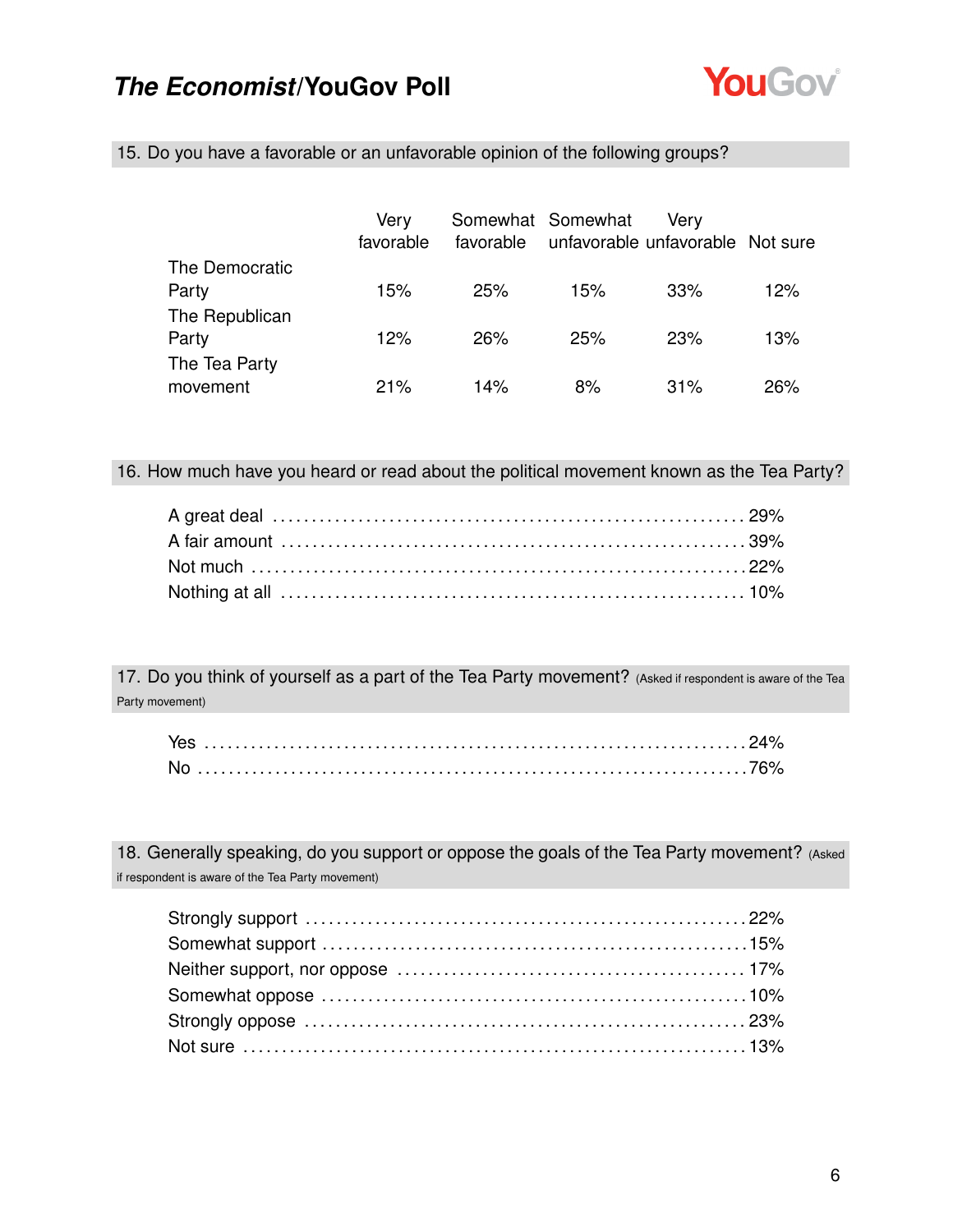# *The Economist*/YouGov Poll

## 15. Do you have a favorable or an unfavorable opinion of the following groups?

| | Very favorable | Somewhat favorable | Somewhat unfavorable | Very unfavorable | Not sure |
|---|---|---|---|---|---|
| The Democratic Party | 15% | 25% | 15% | 33% | 12% |
| The Republican Party | 12% | 26% | 25% | 23% | 13% |
| The Tea Party movement | 21% | 14% | 8% | 31% | 26% |

## 16. How much have you heard or read about the political movement known as the Tea Party?

| | |
|---|---|
| A great deal | 29% |
| A fair amount | 39% |
| Not much | 22% |
| Nothing at all | 10% |

## 17. Do you think of yourself as a part of the Tea Party movement? (Asked if respondent is aware of the Tea Party movement)

| | |
|---|---|
| Yes | 24% |
| No | 76% |

## 18. Generally speaking, do you support or oppose the goals of the Tea Party movement? (Asked if respondent is aware of the Tea Party movement)

| | |
|---|---|
| Strongly support | 22% |
| Somewhat support | 15% |
| Neither support, nor oppose | 17% |
| Somewhat oppose | 10% |
| Strongly oppose | 23% |
| Not sure | 13% |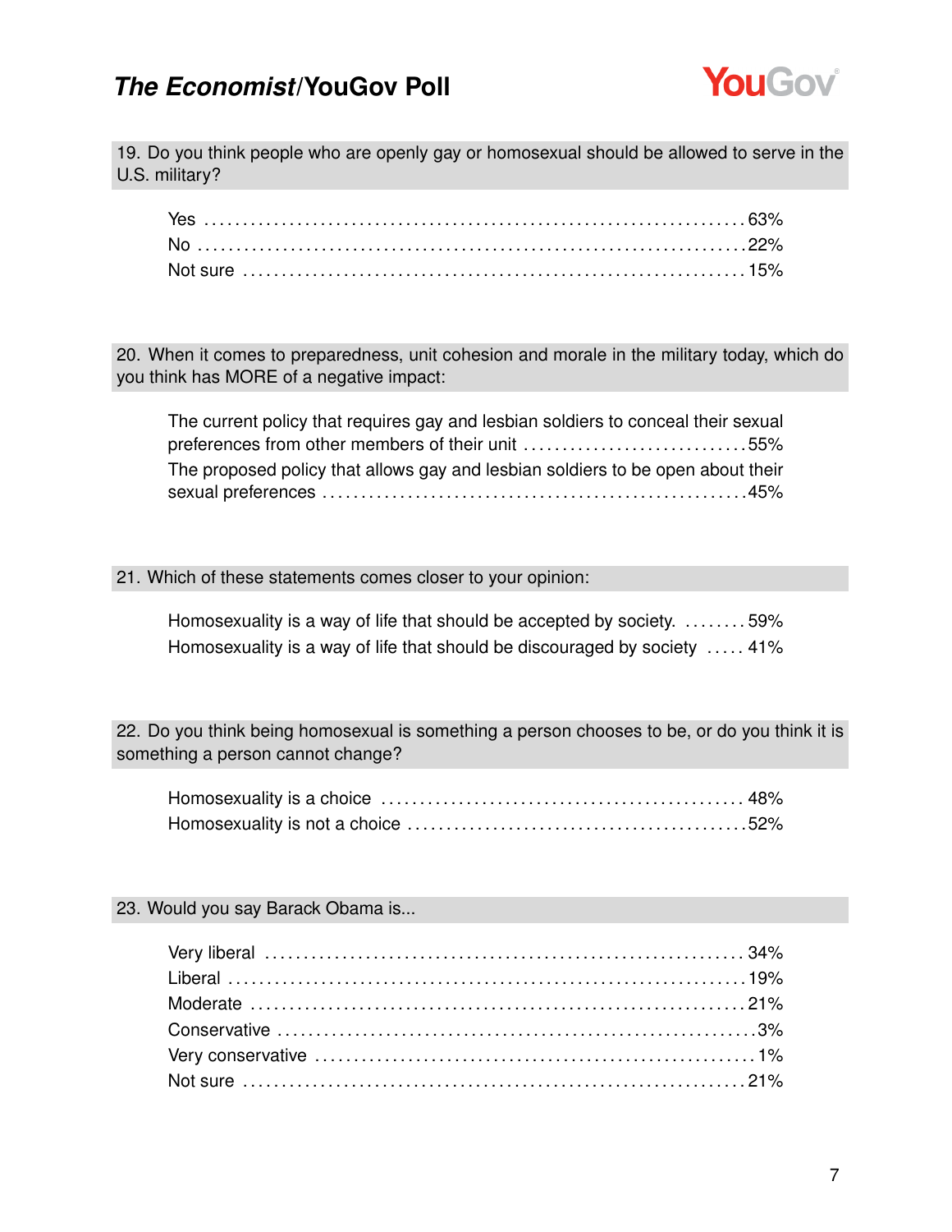**19. Do you think people who are openly gay or homosexual should be allowed to serve in the U.S. military?**

| | |
|---|---|
| Yes | 63% |
| No | 22% |
| Not sure | 15% |

**20. When it comes to preparedness, unit cohesion and morale in the military today, which do you think has MORE of a negative impact:**

| | |
|---|---|
| The current policy that requires gay and lesbian soldiers to conceal their sexual preferences from other members of their unit | 55% |
| The proposed policy that allows gay and lesbian soldiers to be open about their sexual preferences | 45% |

**21. Which of these statements comes closer to your opinion:**

| | |
|---|---|
| Homosexuality is a way of life that should be accepted by society. | 59% |
| Homosexuality is a way of life that should be discouraged by society | 41% |

**22. Do you think being homosexual is something a person chooses to be, or do you think it is something a person cannot change?**

| | |
|---|---|
| Homosexuality is a choice | 48% |
| Homosexuality is not a choice | 52% |

**23. Would you say Barack Obama is...**

| | |
|---|---|
| Very liberal | 34% |
| Liberal | 19% |
| Moderate | 21% |
| Conservative | 3% |
| Very conservative | 1% |
| Not sure | 21% |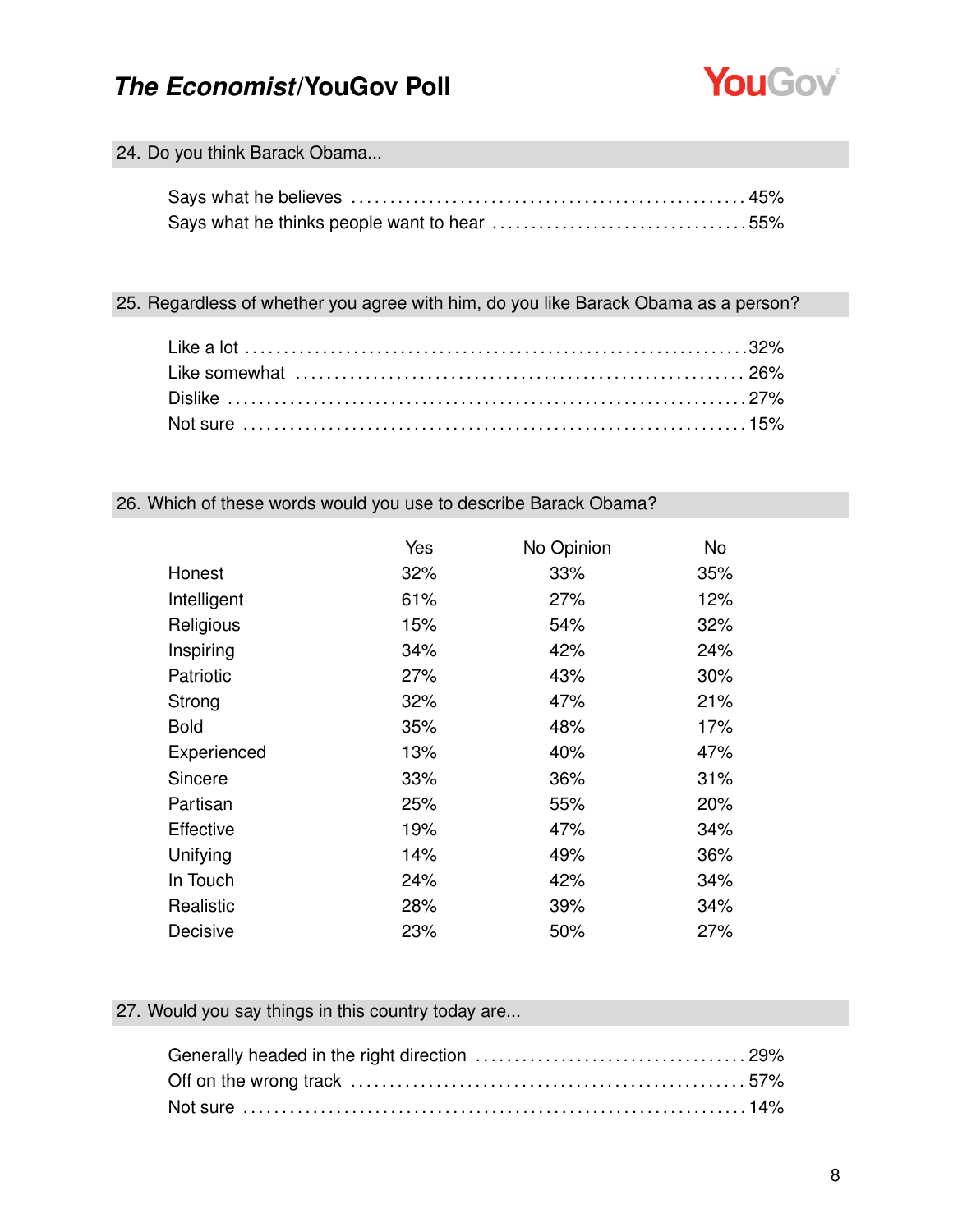## 24. Do you think Barack Obama...

| | |
|---|---|
| Says what he believes | 45% |
| Says what he thinks people want to hear | 55% |

## 25. Regardless of whether you agree with him, do you like Barack Obama as a person?

| | |
|---|---|
| Like a lot | 32% |
| Like somewhat | 26% |
| Dislike | 27% |
| Not sure | 15% |

## 26. Which of these words would you use to describe Barack Obama?

| | Yes | No Opinion | No |
|---|---|---|---|
| Honest | 32% | 33% | 35% |
| Intelligent | 61% | 27% | 12% |
| Religious | 15% | 54% | 32% |
| Inspiring | 34% | 42% | 24% |
| Patriotic | 27% | 43% | 30% |
| Strong | 32% | 47% | 21% |
| Bold | 35% | 48% | 17% |
| Experienced | 13% | 40% | 47% |
| Sincere | 33% | 36% | 31% |
| Partisan | 25% | 55% | 20% |
| Effective | 19% | 47% | 34% |
| Unifying | 14% | 49% | 36% |
| In Touch | 24% | 42% | 34% |
| Realistic | 28% | 39% | 34% |
| Decisive | 23% | 50% | 27% |

## 27. Would you say things in this country today are...

| | |
|---|---|
| Generally headed in the right direction | 29% |
| Off on the wrong track | 57% |
| Not sure | 14% |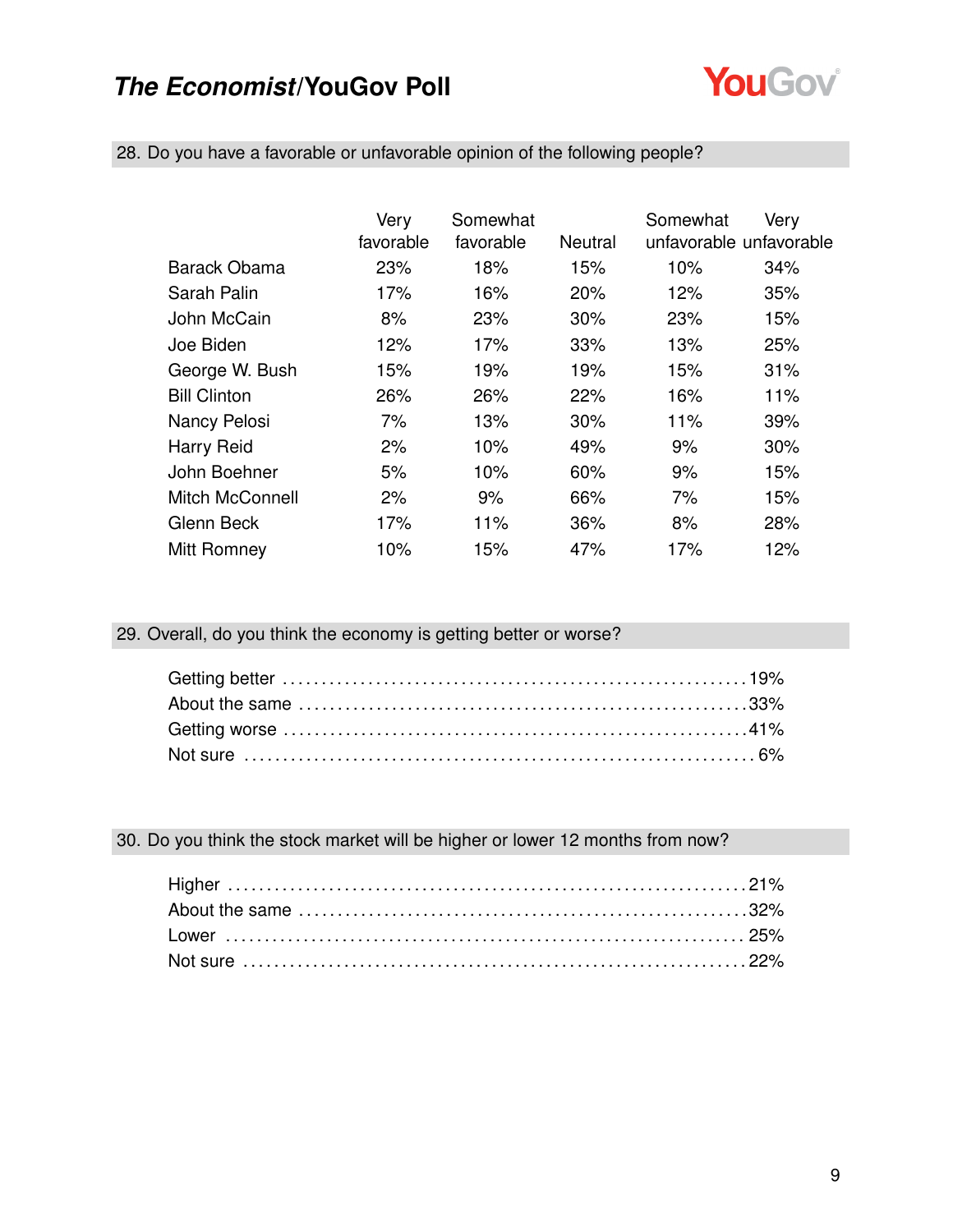# *The Economist*/YouGov Poll

## 28. Do you have a favorable or unfavorable opinion of the following people?

| | Very favorable | Somewhat favorable | Neutral | Somewhat unfavorable | Very unfavorable |
|---|---|---|---|---|---|
| Barack Obama | 23% | 18% | 15% | 10% | 34% |
| Sarah Palin | 17% | 16% | 20% | 12% | 35% |
| John McCain | 8% | 23% | 30% | 23% | 15% |
| Joe Biden | 12% | 17% | 33% | 13% | 25% |
| George W. Bush | 15% | 19% | 19% | 15% | 31% |
| Bill Clinton | 26% | 26% | 22% | 16% | 11% |
| Nancy Pelosi | 7% | 13% | 30% | 11% | 39% |
| Harry Reid | 2% | 10% | 49% | 9% | 30% |
| John Boehner | 5% | 10% | 60% | 9% | 15% |
| Mitch McConnell | 2% | 9% | 66% | 7% | 15% |
| Glenn Beck | 17% | 11% | 36% | 8% | 28% |
| Mitt Romney | 10% | 15% | 47% | 17% | 12% |

## 29. Overall, do you think the economy is getting better or worse?

| | |
|---|---|
| Getting better | 19% |
| About the same | 33% |
| Getting worse | 41% |
| Not sure | 6% |

## 30. Do you think the stock market will be higher or lower 12 months from now?

| | |
|---|---|
| Higher | 21% |
| About the same | 32% |
| Lower | 25% |
| Not sure | 22% |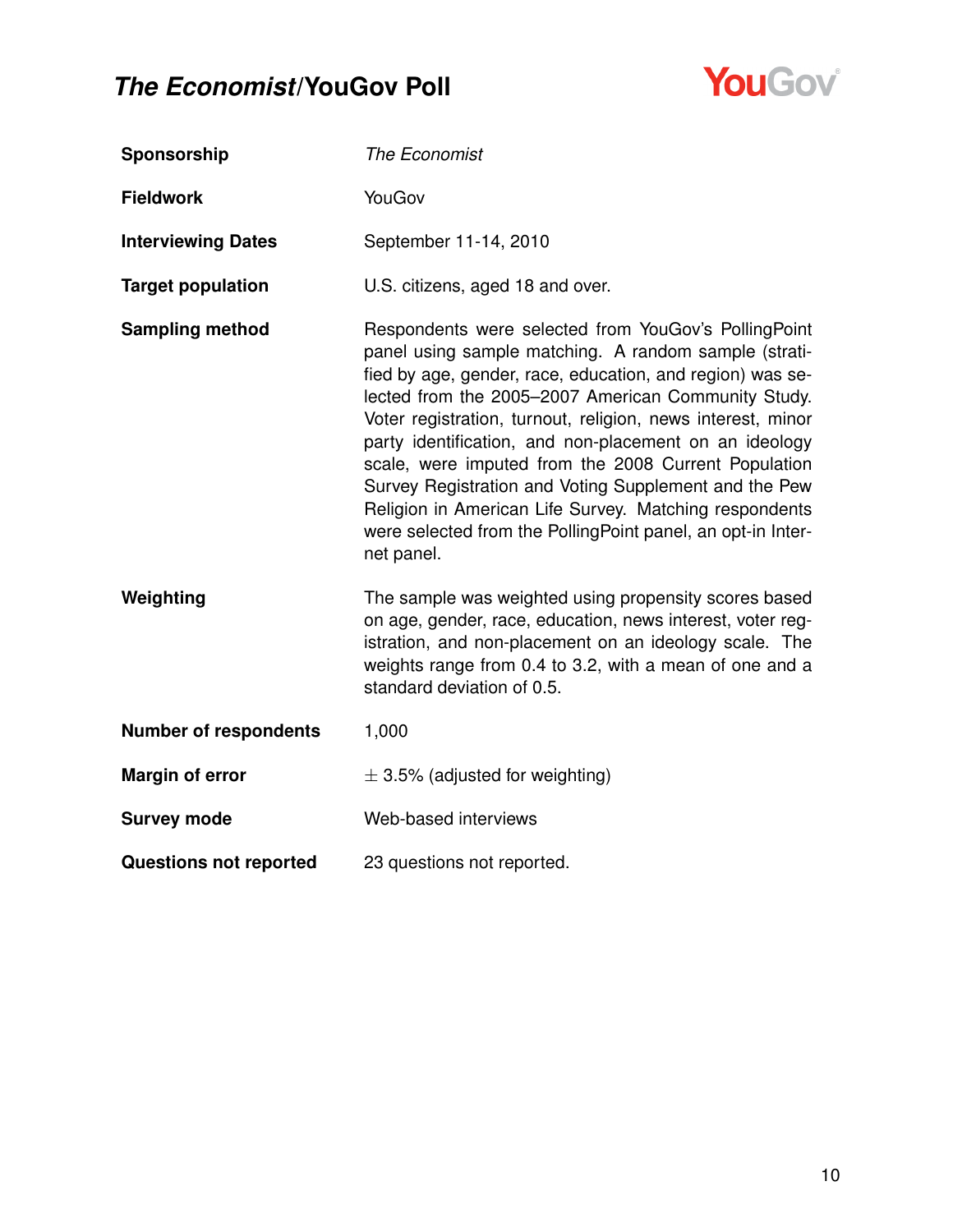# *The Economist*/YouGov Poll

YouGov

| | |
|---|---|
| **Sponsorship** | *The Economist* |
| **Fieldwork** | YouGov |
| **Interviewing Dates** | September 11-14, 2010 |
| **Target population** | U.S. citizens, aged 18 and over. |
| **Sampling method** | Respondents were selected from YouGov's PollingPoint panel using sample matching. A random sample (stratified by age, gender, race, education, and region) was selected from the 2005–2007 American Community Study. Voter registration, turnout, religion, news interest, minor party identification, and non-placement on an ideology scale, were imputed from the 2008 Current Population Survey Registration and Voting Supplement and the Pew Religion in American Life Survey. Matching respondents were selected from the PollingPoint panel, an opt-in Internet panel. |
| **Weighting** | The sample was weighted using propensity scores based on age, gender, race, education, news interest, voter registration, and non-placement on an ideology scale. The weights range from 0.4 to 3.2, with a mean of one and a standard deviation of 0.5. |
| **Number of respondents** | 1,000 |
| **Margin of error** | $\pm$ 3.5% (adjusted for weighting) |
| **Survey mode** | Web-based interviews |
| **Questions not reported** | 23 questions not reported. |